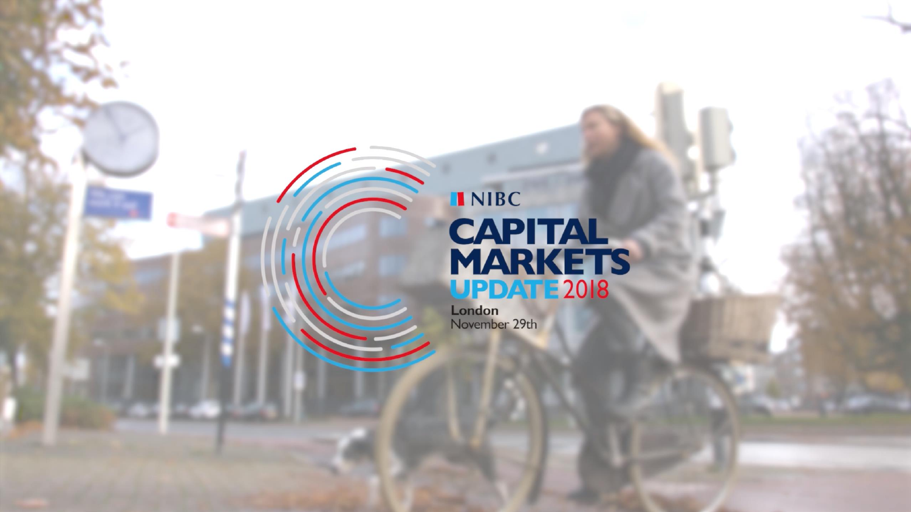NIBC

# CAPITAL MARKETS UPDATE 2018

London
November 29th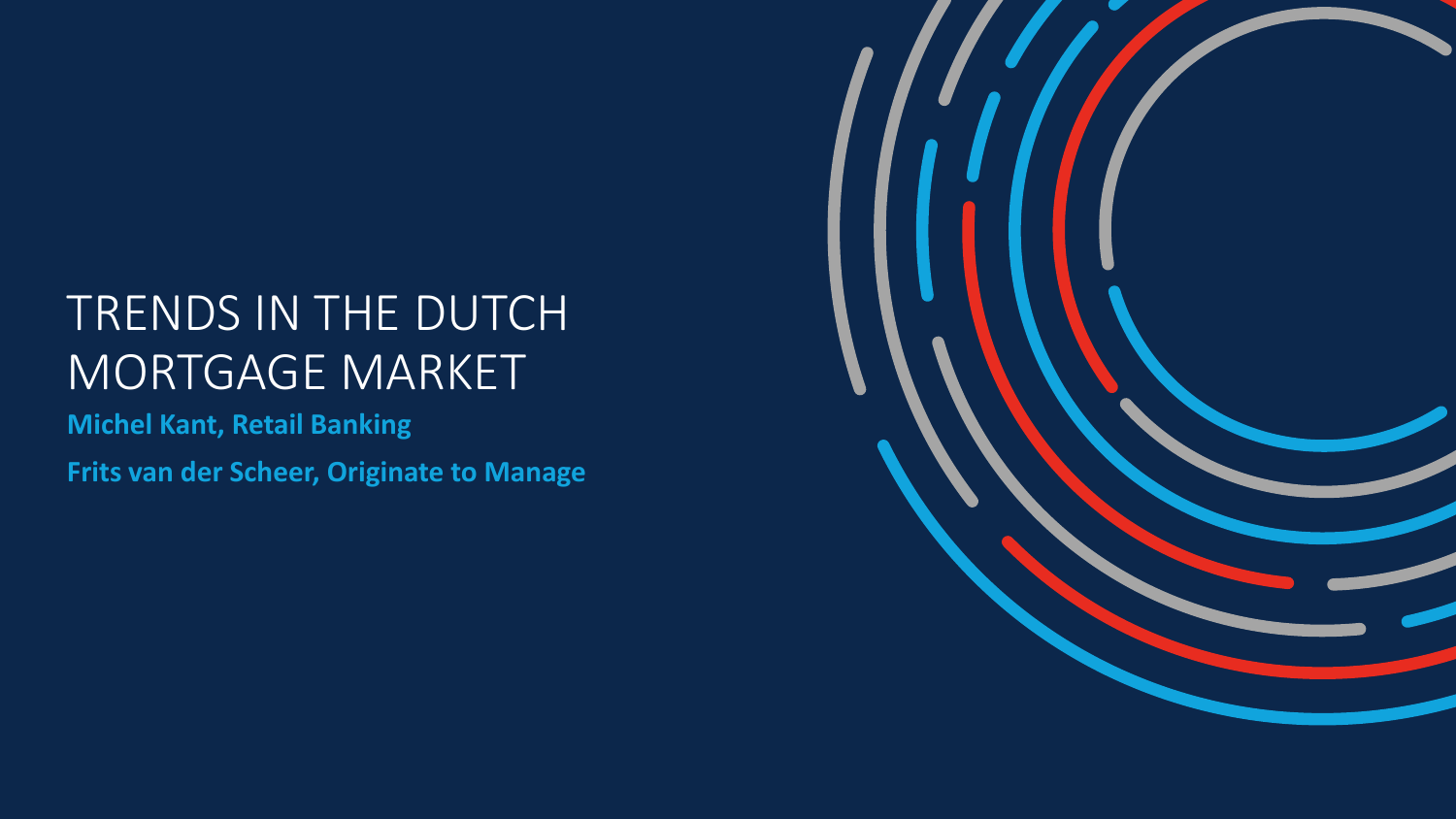# TRENDS IN THE DUTCH MORTGAGE MARKET

**Michel Kant, Retail Banking**

**Frits van der Scheer, Originate to Manage**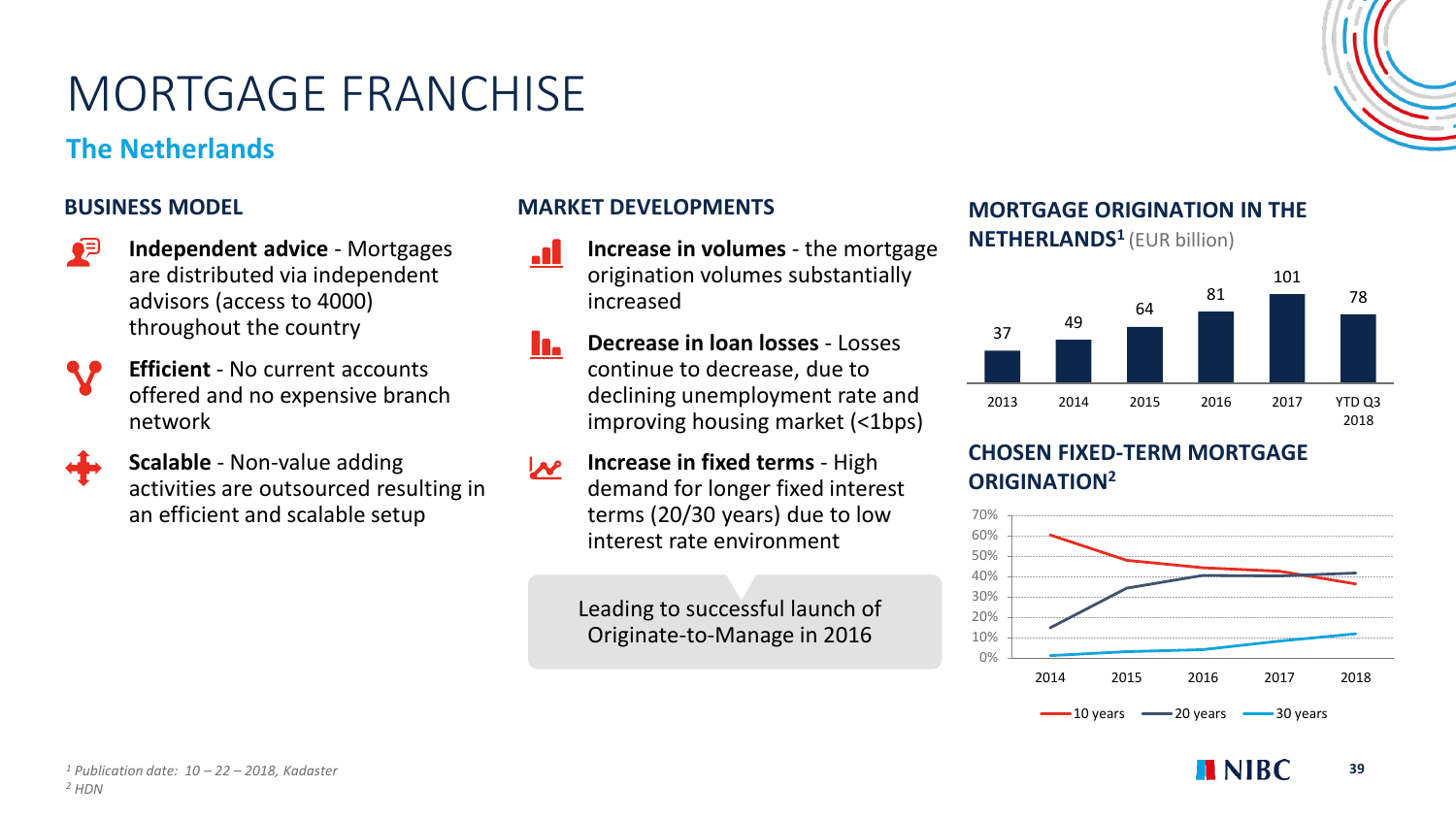# MORTGAGE FRANCHISE

## The Netherlands

### BUSINESS MODEL

- **Independent advice** - Mortgages are distributed via independent advisors (access to 4000) throughout the country
- **Efficient** - No current accounts offered and no expensive branch network
- **Scalable** - Non-value adding activities are outsourced resulting in an efficient and scalable setup

### MARKET DEVELOPMENTS

- **Increase in volumes** - the mortgage origination volumes substantially increased
- **Decrease in loan losses** - Losses continue to decrease, due to declining unemployment rate and improving housing market (<1bps)
- **Increase in fixed terms** - High demand for longer fixed interest terms (20/30 years) due to low interest rate environment

Leading to successful launch of Originate-to-Manage in 2016

### MORTGAGE ORIGINATION IN THE NETHERLANDS[1] (EUR billion)

| 2013 | 2014 | 2015 | 2016 | 2017 | YTD Q3 2018 |
|---|---|---|---|---|---|
| 37 | 49 | 64 | 81 | 101 | 78 |

### CHOSEN FIXED-TERM MORTGAGE ORIGINATION[2]

| | 2014 | 2015 | 2016 | 2017 | 2018 |
|---|---|---|---|---|---|
| 10 years | ~60% | ~48% | ~44% | ~43% | ~37% |
| 20 years | ~15% | ~35% | ~41% | ~41% | ~42% |
| 30 years | ~2% | ~3% | ~4% | ~8% | ~12% |

*[1] Publication date: 10 – 22 – 2018, Kadaster*
*[2] HDN*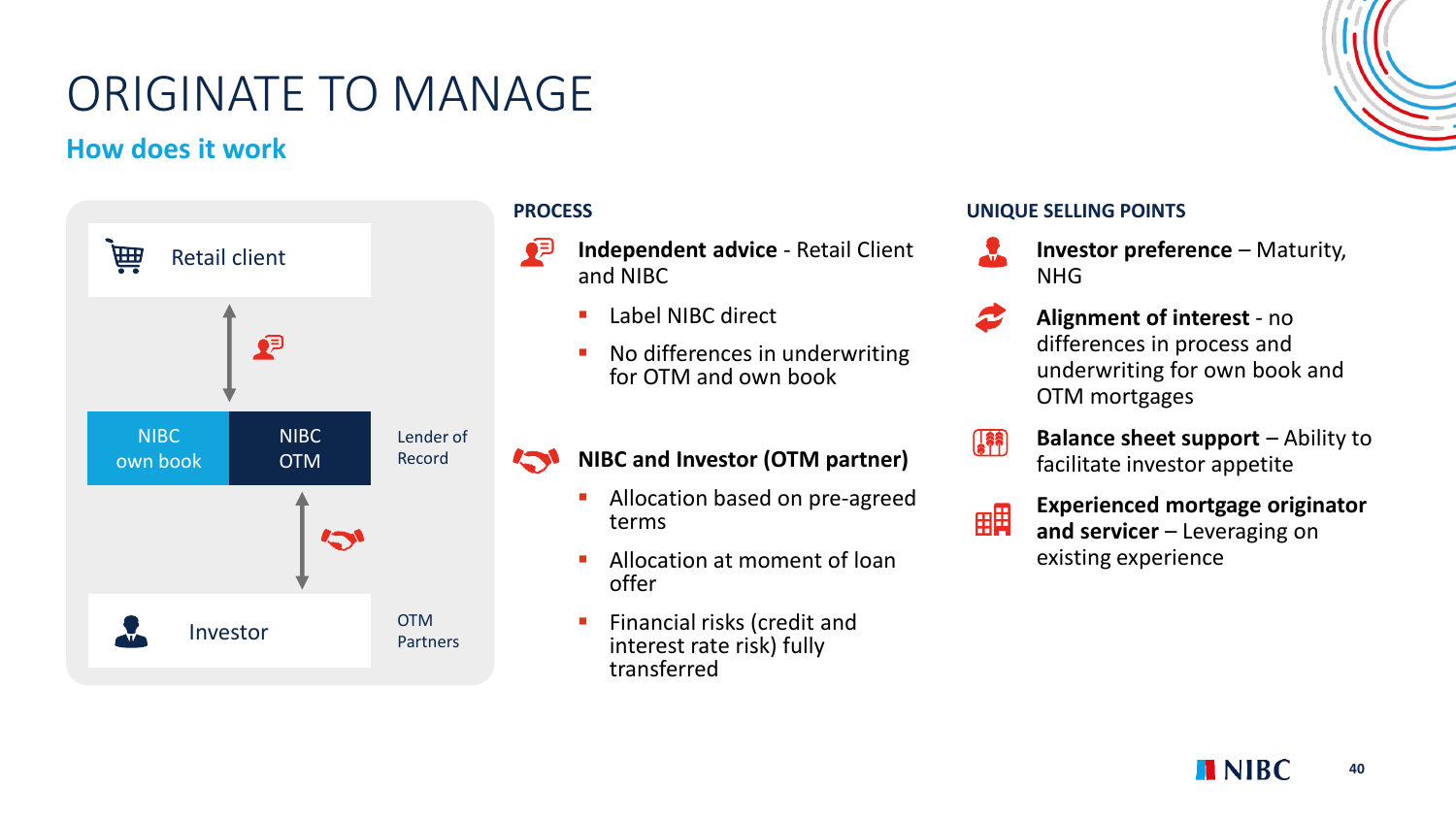# ORIGINATE TO MANAGE

## How does it work

Retail client

NIBC own book | NIBC OTM — Lender of Record

Investor — OTM Partners

### PROCESS

**Independent advice** - Retail Client and NIBC

- Label NIBC direct
- No differences in underwriting for OTM and own book

**NIBC and Investor (OTM partner)**

- Allocation based on pre-agreed terms
- Allocation at moment of loan offer
- Financial risks (credit and interest rate risk) fully transferred

### UNIQUE SELLING POINTS

**Investor preference** – Maturity, NHG

**Alignment of interest** - no differences in process and underwriting for own book and OTM mortgages

**Balance sheet support** – Ability to facilitate investor appetite

**Experienced mortgage originator and servicer** – Leveraging on existing experience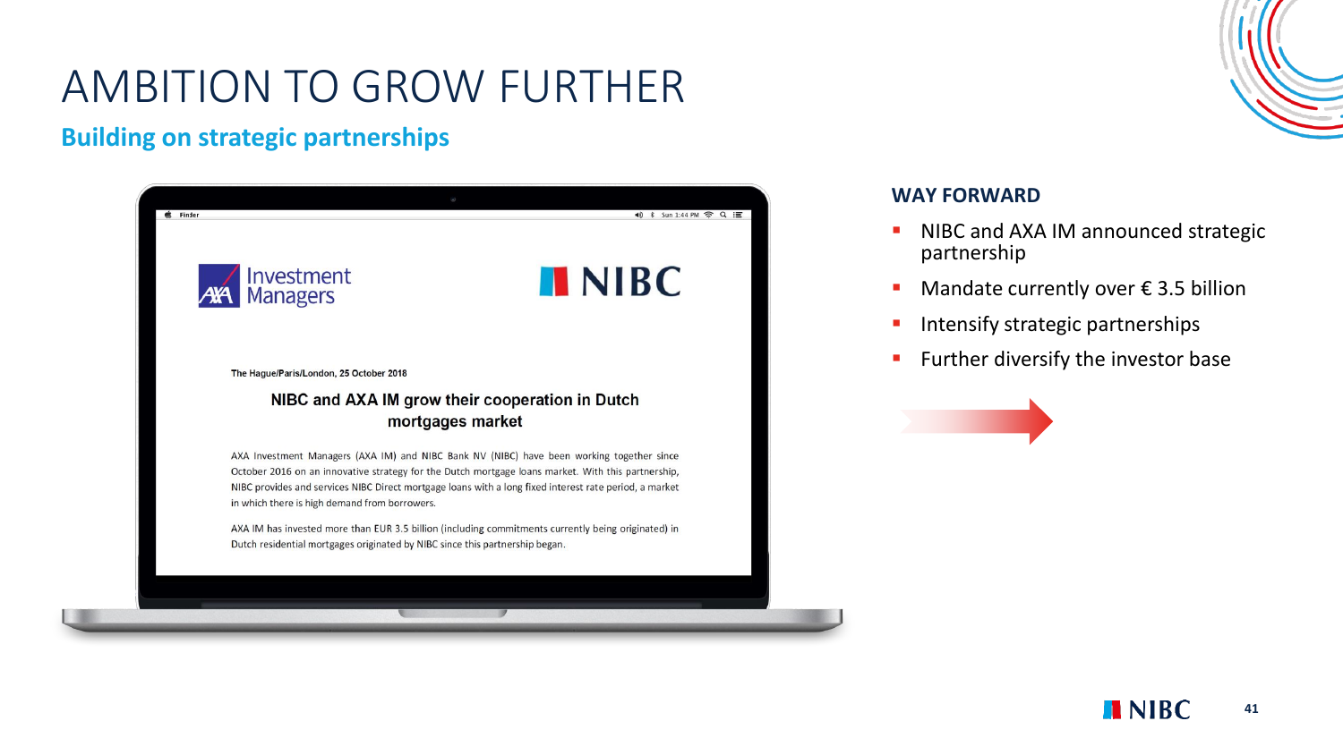# AMBITION TO GROW FURTHER

## Building on strategic partnerships

Investment Managers

NIBC

The Hague/Paris/London, 25 October 2018

**NIBC and AXA IM grow their cooperation in Dutch mortgages market**

AXA Investment Managers (AXA IM) and NIBC Bank NV (NIBC) have been working together since October 2016 on an innovative strategy for the Dutch mortgage loans market. With this partnership, NIBC provides and services NIBC Direct mortgage loans with a long fixed interest rate period, a market in which there is high demand from borrowers.

AXA IM has invested more than EUR 3.5 billion (including commitments currently being originated) in Dutch residential mortgages originated by NIBC since this partnership began.

### WAY FORWARD

- NIBC and AXA IM announced strategic partnership
- Mandate currently over € 3.5 billion
- Intensify strategic partnerships
- Further diversify the investor base